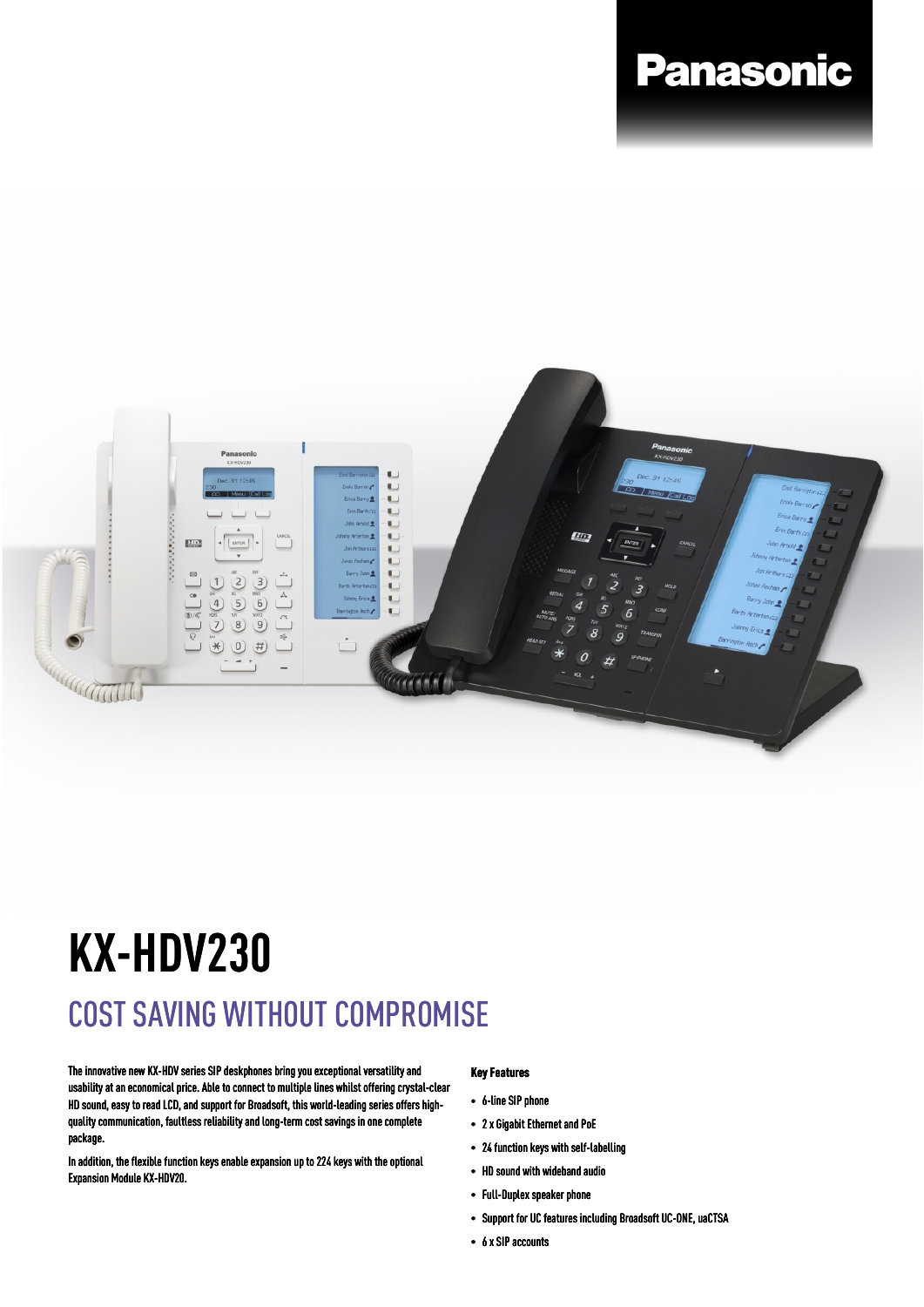# KX-HDV230

## COST SAVING WITHOUT COMPROMISE

The innovative new KX-HDV series SIP deskphones bring you exceptional versatility and usability at an economical price. Able to connect to multiple lines whilst offering crystal-clear HD sound, easy to read LCD, and support for Broadsoft, this world-leading series offers high-quality communication, faultless reliability and long-term cost savings in one complete package.

In addition, the flexible function keys enable expansion up to 224 keys with the optional Expansion Module KX-HDV20.

### Key Features

- 6-line SIP phone
- 2 x Gigabit Ethernet and PoE
- 24 function keys with self-labelling
- HD sound with wideband audio
- Full-Duplex speaker phone
- Support for UC features including Broadsoft UC-ONE, uaCTSA
- 6 x SIP accounts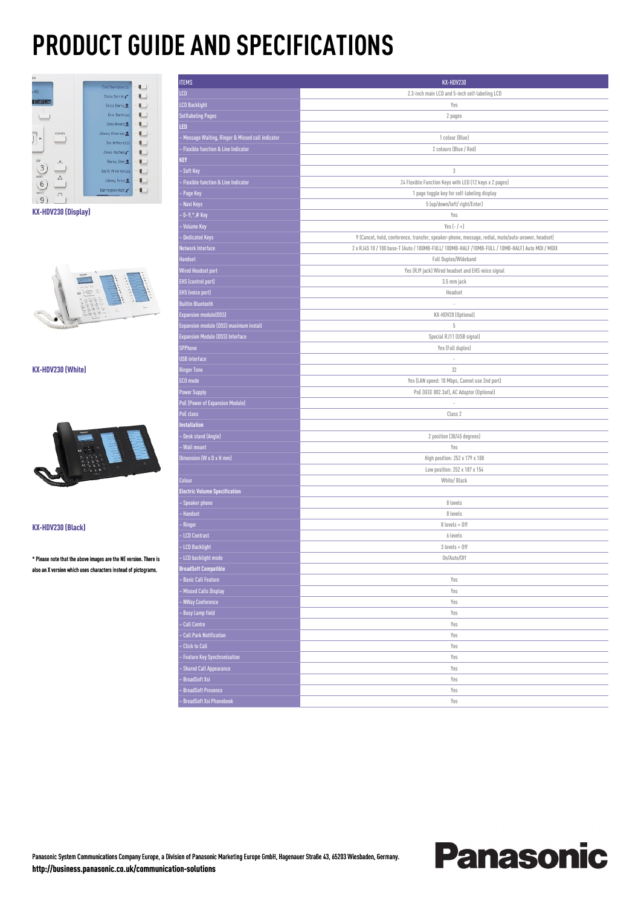# PRODUCT GUIDE AND SPECIFICATIONS

**KX-HDV230 (Display)**

**KX-HDV230 (White)**

**KX-HDV230 (Black)**

**\* Please note that the above images are the NE version. There is also an X version which uses characters instead of pictograms.**

| ITEMS | KX-HDV230 |
|---|---|
| LCD | 2.3-inch main LCD and 5-inch self-labeling LCD |
| LCD Backlight | Yes |
| Selflabeling Pages | 2 pages |
| LED | |
| - Message Waiting, Ringer & Missed call indicator | 1 colour (Blue) |
| - Flexible function & Line Indicator | 2 colours (Blue / Red) |
| KEY | |
| - Soft Key | 3 |
| - Flexible function & Line Indicator | 24 Flexible Function Keys with LED (12 keys x 2 pages) |
| - Page Key | 1 page toggle key for self-labeling display |
| - Navi Keys | 5 (up/down/left/ right/Enter) |
| - 0-9,*,# Key | Yes |
| - Volume Key | Yes (- / +) |
| - Dedicated Keys | 9 (Cancel, hold, conference, transfer, speaker-phone, message, redial, mute/auto-answer, headset) |
| Network Interface | 2 x RJ45 10 / 100 base-T (Auto / 100MB-FULL/ 100MB-HALF /10MB-FULL / 10MB-HALF) Auto MDI / MDIX |
| Handset | Full Duplex/Wideband |
| Wired Headset port | Yes (RJ9 jack) Wired headset and EHS voice signal |
| EHS (control port) | 3.5 mm jack |
| EHS (voice port) | Headset |
| Builtin Bluetooth | - |
| Expansion module(DSS) | KX-HDV20 (Optional) |
| Expansion module (DSS) maximum install | 5 |
| Expansion Module (DSS) Interface | Special RJ11 (USB signal) |
| SPPhone | Yes (Full duplex) |
| USB interface | - |
| Ringer Tone | 32 |
| ECO mode | Yes (LAN speed: 10 Mbps, Cannot use 2nd port) |
| Power Supply | PoE (IEEE 802.3af), AC Adaptor (Optional) |
| PoE (Power of Expansion Module) | - |
| PoE class | Class 2 |
| Installation | |
| - Desk stand (Angle) | 2 position (30/45 degrees) |
| - Wall mount | Yes |
| Dimension (W x D x H mm) | High position: 252 x 179 x 188 |
| | Low position: 252 x 187 x 154 |
| Colour | White/ Black |
| Electric Volume Specification | |
| - Speaker phone | 8 levels |
| - Handset | 8 levels |
| - Ringer | 8 levels + Off |
| - LCD Contrast | 6 levels |
| - LCD Backlight | 3 levels + Off |
| - LCD backlight mode | On/Auto/Off |
| BroadSoft Compatible | |
| - Basic Call Feature | Yes |
| - Missed Calls Display | Yes |
| - NWay Conference | Yes |
| - Busy Lamp field | Yes |
| - Call Centre | Yes |
| - Call Park Notification | Yes |
| - Click to Call | Yes |
| - Feature Key Synchronisation | Yes |
| - Shared Call Appearance | Yes |
| - BroadSoft Xsi | Yes |
| - BroadSoft Presence | Yes |
| - BroadSoft Xsi Phonebook | Yes |

Panasonic System Communications Company Europe, a Division of Panasonic Marketing Europe GmbH, Hagenauer Straße 43, 65203 Wiesbaden, Germany.

**http://business.panasonic.co.uk/communication-solutions**

Panasonic